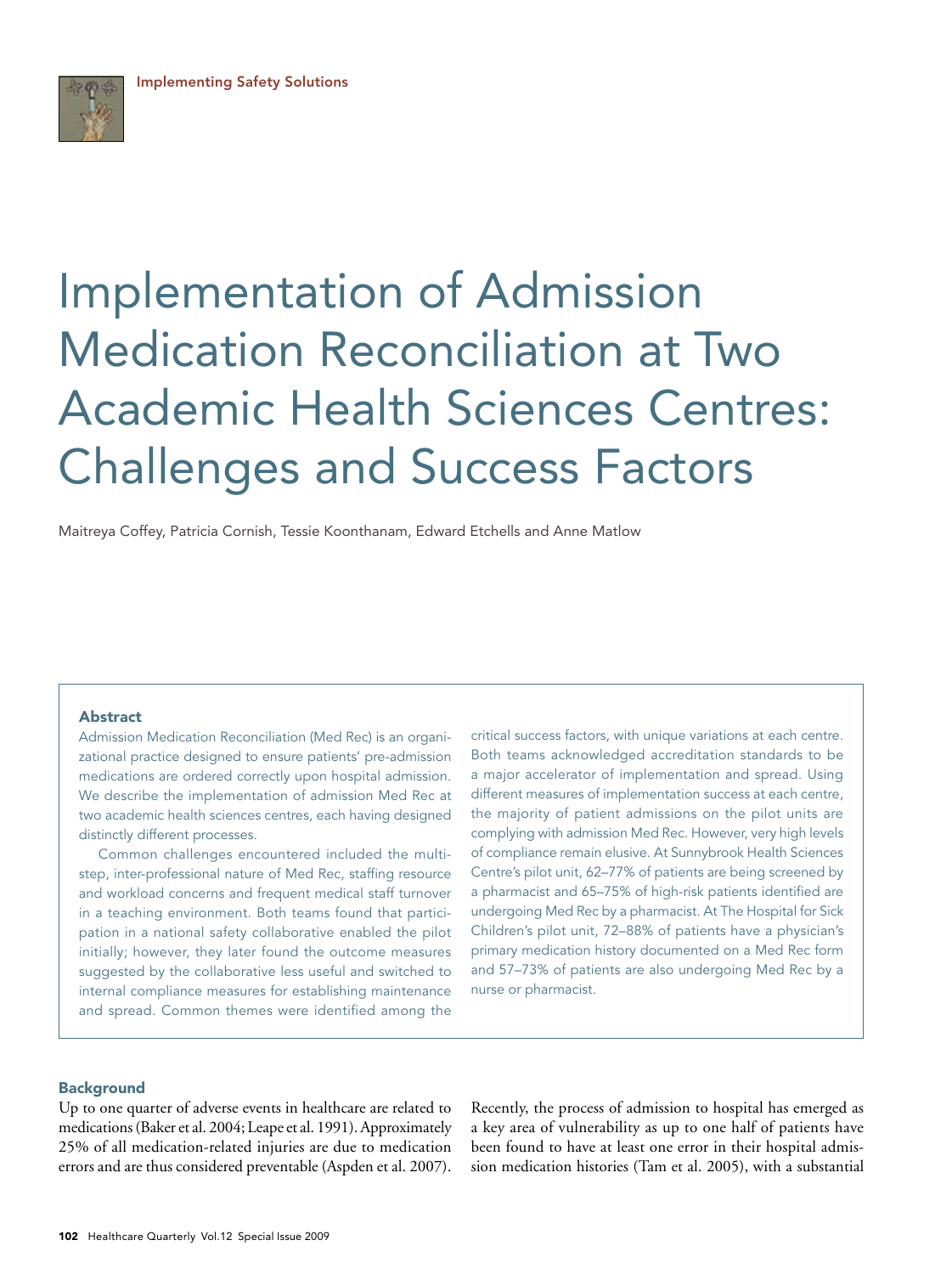Implementing Safety Solutions

# Implementation of Admission Medication Reconciliation at Two Academic Health Sciences Centres: Challenges and Success Factors

Maitreya Coffey, Patricia Cornish, Tessie Koonthanam, Edward Etchells and Anne Matlow

## Abstract

Admission Medication Reconciliation (Med Rec) is an organizational practice designed to ensure patients' pre-admission medications are ordered correctly upon hospital admission. We describe the implementation of admission Med Rec at two academic health sciences centres, each having designed distinctly different processes.

Common challenges encountered included the multi-step, inter-professional nature of Med Rec, staffing resource and workload concerns and frequent medical staff turnover in a teaching environment. Both teams found that participation in a national safety collaborative enabled the pilot initially; however, they later found the outcome measures suggested by the collaborative less useful and switched to internal compliance measures for establishing maintenance and spread. Common themes were identified among the critical success factors, with unique variations at each centre. Both teams acknowledged accreditation standards to be a major accelerator of implementation and spread. Using different measures of implementation success at each centre, the majority of patient admissions on the pilot units are complying with admission Med Rec. However, very high levels of compliance remain elusive. At Sunnybrook Health Sciences Centre's pilot unit, 62–77% of patients are being screened by a pharmacist and 65–75% of high-risk patients identified are undergoing Med Rec by a pharmacist. At The Hospital for Sick Children's pilot unit, 72–88% of patients have a physician's primary medication history documented on a Med Rec form and 57–73% of patients are also undergoing Med Rec by a nurse or pharmacist.

## Background

Up to one quarter of adverse events in healthcare are related to medications (Baker et al. 2004; Leape et al. 1991). Approximately 25% of all medication-related injuries are due to medication errors and are thus considered preventable (Aspden et al. 2007). Recently, the process of admission to hospital has emerged as a key area of vulnerability as up to one half of patients have been found to have at least one error in their hospital admission medication histories (Tam et al. 2005), with a substantial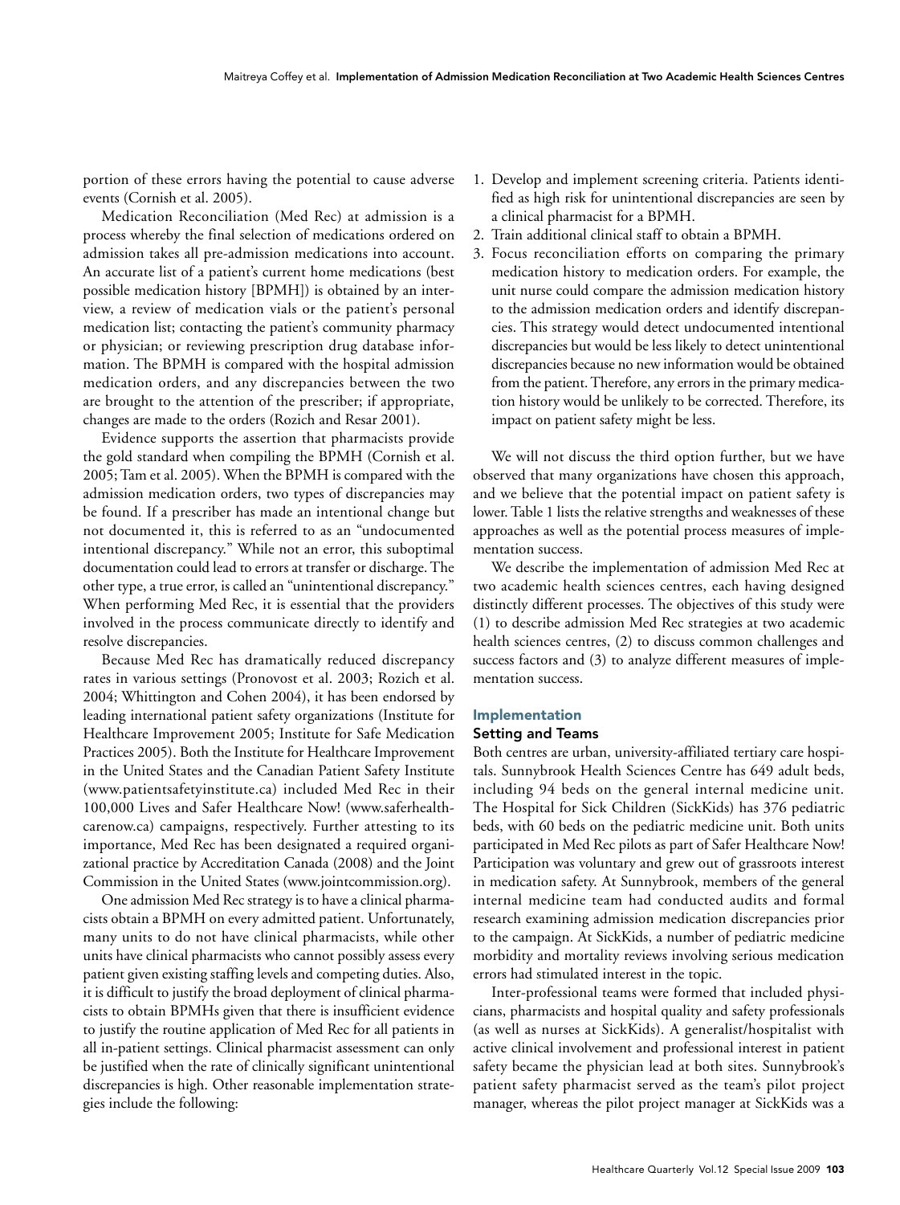portion of these errors having the potential to cause adverse events (Cornish et al. 2005).

Medication Reconciliation (Med Rec) at admission is a process whereby the final selection of medications ordered on admission takes all pre-admission medications into account. An accurate list of a patient's current home medications (best possible medication history [BPMH]) is obtained by an interview, a review of medication vials or the patient's personal medication list; contacting the patient's community pharmacy or physician; or reviewing prescription drug database information. The BPMH is compared with the hospital admission medication orders, and any discrepancies between the two are brought to the attention of the prescriber; if appropriate, changes are made to the orders (Rozich and Resar 2001).

Evidence supports the assertion that pharmacists provide the gold standard when compiling the BPMH (Cornish et al. 2005; Tam et al. 2005). When the BPMH is compared with the admission medication orders, two types of discrepancies may be found. If a prescriber has made an intentional change but not documented it, this is referred to as an "undocumented intentional discrepancy." While not an error, this suboptimal documentation could lead to errors at transfer or discharge. The other type, a true error, is called an "unintentional discrepancy." When performing Med Rec, it is essential that the providers involved in the process communicate directly to identify and resolve discrepancies.

Because Med Rec has dramatically reduced discrepancy rates in various settings (Pronovost et al. 2003; Rozich et al. 2004; Whittington and Cohen 2004), it has been endorsed by leading international patient safety organizations (Institute for Healthcare Improvement 2005; Institute for Safe Medication Practices 2005). Both the Institute for Healthcare Improvement in the United States and the Canadian Patient Safety Institute (www.patientsafetyinstitute.ca) included Med Rec in their 100,000 Lives and Safer Healthcare Now! (www.saferhealthcarenow.ca) campaigns, respectively. Further attesting to its importance, Med Rec has been designated a required organizational practice by Accreditation Canada (2008) and the Joint Commission in the United States (www.jointcommission.org).

One admission Med Rec strategy is to have a clinical pharmacists obtain a BPMH on every admitted patient. Unfortunately, many units to do not have clinical pharmacists, while other units have clinical pharmacists who cannot possibly assess every patient given existing staffing levels and competing duties. Also, it is difficult to justify the broad deployment of clinical pharmacists to obtain BPMHs given that there is insufficient evidence to justify the routine application of Med Rec for all patients in all in-patient settings. Clinical pharmacist assessment can only be justified when the rate of clinically significant unintentional discrepancies is high. Other reasonable implementation strategies include the following:

1. Develop and implement screening criteria. Patients identified as high risk for unintentional discrepancies are seen by a clinical pharmacist for a BPMH.
2. Train additional clinical staff to obtain a BPMH.
3. Focus reconciliation efforts on comparing the primary medication history to medication orders. For example, the unit nurse could compare the admission medication history to the admission medication orders and identify discrepancies. This strategy would detect undocumented intentional discrepancies but would be less likely to detect unintentional discrepancies because no new information would be obtained from the patient. Therefore, any errors in the primary medication history would be unlikely to be corrected. Therefore, its impact on patient safety might be less.

We will not discuss the third option further, but we have observed that many organizations have chosen this approach, and we believe that the potential impact on patient safety is lower. Table 1 lists the relative strengths and weaknesses of these approaches as well as the potential process measures of implementation success.

We describe the implementation of admission Med Rec at two academic health sciences centres, each having designed distinctly different processes. The objectives of this study were (1) to describe admission Med Rec strategies at two academic health sciences centres, (2) to discuss common challenges and success factors and (3) to analyze different measures of implementation success.

## Implementation

### Setting and Teams

Both centres are urban, university-affiliated tertiary care hospitals. Sunnybrook Health Sciences Centre has 649 adult beds, including 94 beds on the general internal medicine unit. The Hospital for Sick Children (SickKids) has 376 pediatric beds, with 60 beds on the pediatric medicine unit. Both units participated in Med Rec pilots as part of Safer Healthcare Now! Participation was voluntary and grew out of grassroots interest in medication safety. At Sunnybrook, members of the general internal medicine team had conducted audits and formal research examining admission medication discrepancies prior to the campaign. At SickKids, a number of pediatric medicine morbidity and mortality reviews involving serious medication errors had stimulated interest in the topic.

Inter-professional teams were formed that included physicians, pharmacists and hospital quality and safety professionals (as well as nurses at SickKids). A generalist/hospitalist with active clinical involvement and professional interest in patient safety became the physician lead at both sites. Sunnybrook's patient safety pharmacist served as the team's pilot project manager, whereas the pilot project manager at SickKids was a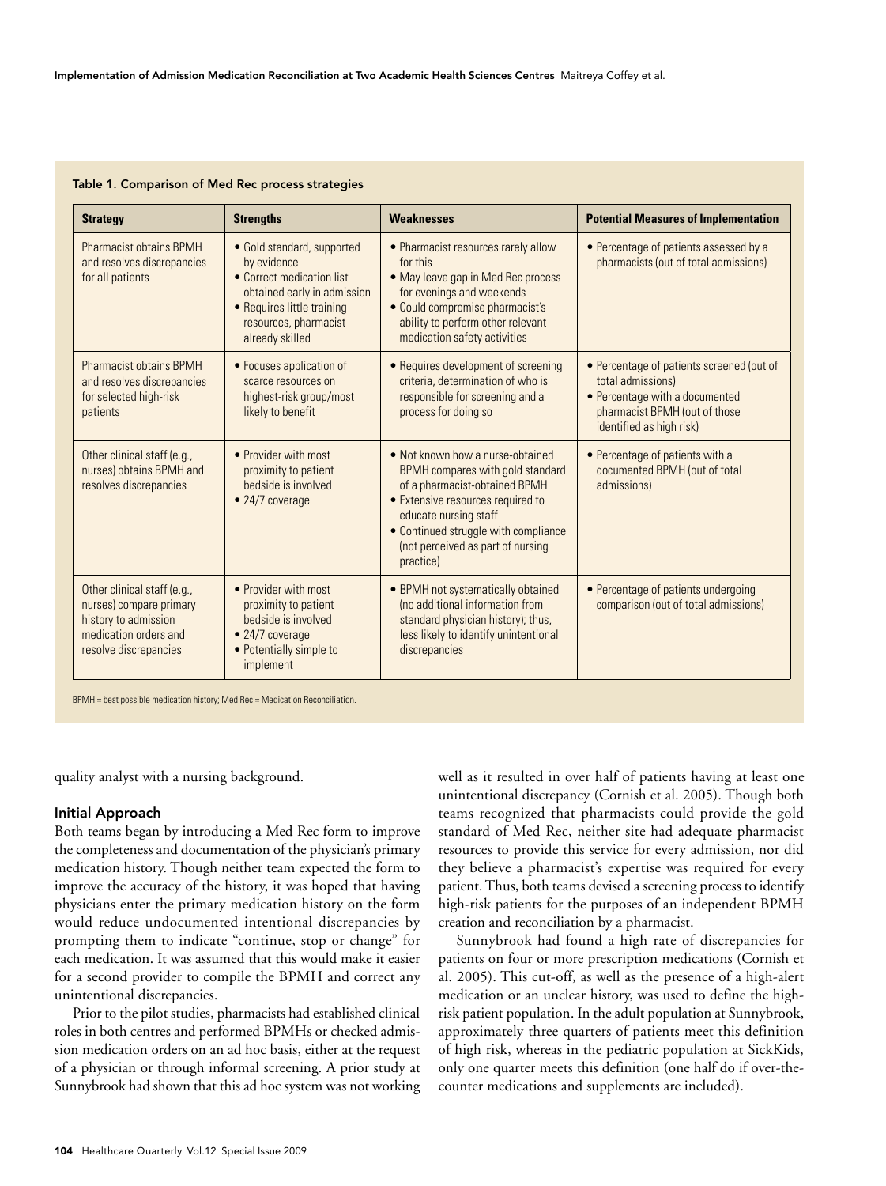Table 1. Comparison of Med Rec process strategies

| Strategy | Strengths | Weaknesses | Potential Measures of Implementation |
|---|---|---|---|
| Pharmacist obtains BPMH and resolves discrepancies for all patients | • Gold standard, supported by evidence<br>• Correct medication list obtained early in admission<br>• Requires little training resources, pharmacist already skilled | • Pharmacist resources rarely allow for this<br>• May leave gap in Med Rec process for evenings and weekends<br>• Could compromise pharmacist's ability to perform other relevant medication safety activities | • Percentage of patients assessed by a pharmacists (out of total admissions) |
| Pharmacist obtains BPMH and resolves discrepancies for selected high-risk patients | • Focuses application of scarce resources on highest-risk group/most likely to benefit | • Requires development of screening criteria, determination of who is responsible for screening and a process for doing so | • Percentage of patients screened (out of total admissions)<br>• Percentage with a documented pharmacist BPMH (out of those identified as high risk) |
| Other clinical staff (e.g., nurses) obtains BPMH and resolves discrepancies | • Provider with most proximity to patient bedside is involved<br>• 24/7 coverage | • Not known how a nurse-obtained BPMH compares with gold standard of a pharmacist-obtained BPMH<br>• Extensive resources required to educate nursing staff<br>• Continued struggle with compliance (not perceived as part of nursing practice) | • Percentage of patients with a documented BPMH (out of total admissions) |
| Other clinical staff (e.g., nurses) compare primary history to admission medication orders and resolve discrepancies | • Provider with most proximity to patient bedside is involved<br>• 24/7 coverage<br>• Potentially simple to implement | • BPMH not systematically obtained (no additional information from standard physician history); thus, less likely to identify unintentional discrepancies | • Percentage of patients undergoing comparison (out of total admissions) |

BPMH = best possible medication history; Med Rec = Medication Reconciliation.

quality analyst with a nursing background.

### Initial Approach

Both teams began by introducing a Med Rec form to improve the completeness and documentation of the physician's primary medication history. Though neither team expected the form to improve the accuracy of the history, it was hoped that having physicians enter the primary medication history on the form would reduce undocumented intentional discrepancies by prompting them to indicate "continue, stop or change" for each medication. It was assumed that this would make it easier for a second provider to compile the BPMH and correct any unintentional discrepancies.

Prior to the pilot studies, pharmacists had established clinical roles in both centres and performed BPMHs or checked admission medication orders on an ad hoc basis, either at the request of a physician or through informal screening. A prior study at Sunnybrook had shown that this ad hoc system was not working well as it resulted in over half of patients having at least one unintentional discrepancy (Cornish et al. 2005). Though both teams recognized that pharmacists could provide the gold standard of Med Rec, neither site had adequate pharmacist resources to provide this service for every admission, nor did they believe a pharmacist's expertise was required for every patient. Thus, both teams devised a screening process to identify high-risk patients for the purposes of an independent BPMH creation and reconciliation by a pharmacist.

Sunnybrook had found a high rate of discrepancies for patients on four or more prescription medications (Cornish et al. 2005). This cut-off, as well as the presence of a high-alert medication or an unclear history, was used to define the high-risk patient population. In the adult population at Sunnybrook, approximately three quarters of patients meet this definition of high risk, whereas in the pediatric population at SickKids, only one quarter meets this definition (one half do if over-the-counter medications and supplements are included).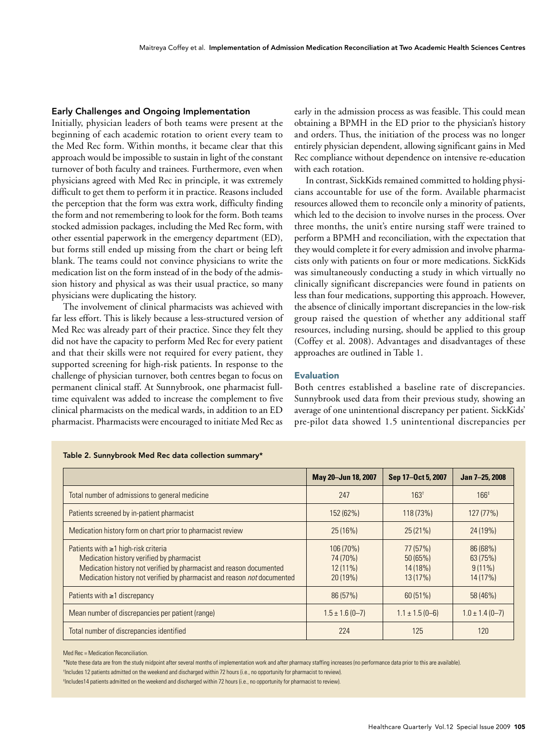### Early Challenges and Ongoing Implementation

Initially, physician leaders of both teams were present at the beginning of each academic rotation to orient every team to the Med Rec form. Within months, it became clear that this approach would be impossible to sustain in light of the constant turnover of both faculty and trainees. Furthermore, even when physicians agreed with Med Rec in principle, it was extremely difficult to get them to perform it in practice. Reasons included the perception that the form was extra work, difficulty finding the form and not remembering to look for the form. Both teams stocked admission packages, including the Med Rec form, with other essential paperwork in the emergency department (ED), but forms still ended up missing from the chart or being left blank. The teams could not convince physicians to write the medication list on the form instead of in the body of the admission history and physical as was their usual practice, so many physicians were duplicating the history.

The involvement of clinical pharmacists was achieved with far less effort. This is likely because a less-structured version of Med Rec was already part of their practice. Since they felt they did not have the capacity to perform Med Rec for every patient and that their skills were not required for every patient, they supported screening for high-risk patients. In response to the challenge of physician turnover, both centres began to focus on permanent clinical staff. At Sunnybrook, one pharmacist full-time equivalent was added to increase the complement to five clinical pharmacists on the medical wards, in addition to an ED pharmacist. Pharmacists were encouraged to initiate Med Rec as early in the admission process as was feasible. This could mean obtaining a BPMH in the ED prior to the physician's history and orders. Thus, the initiation of the process was no longer entirely physician dependent, allowing significant gains in Med Rec compliance without dependence on intensive re-education with each rotation.

In contrast, SickKids remained committed to holding physicians accountable for use of the form. Available pharmacist resources allowed them to reconcile only a minority of patients, which led to the decision to involve nurses in the process. Over three months, the unit's entire nursing staff were trained to perform a BPMH and reconciliation, with the expectation that they would complete it for every admission and involve pharmacists only with patients on four or more medications. SickKids was simultaneously conducting a study in which virtually no clinically significant discrepancies were found in patients on less than four medications, supporting this approach. However, the absence of clinically important discrepancies in the low-risk group raised the question of whether any additional staff resources, including nursing, should be applied to this group (Coffey et al. 2008). Advantages and disadvantages of these approaches are outlined in Table 1.

### Evaluation

Both centres established a baseline rate of discrepancies. Sunnybrook used data from their previous study, showing an average of one unintentional discrepancy per patient. SickKids' pre-pilot data showed 1.5 unintentional discrepancies per

**Table 2. Sunnybrook Med Rec data collection summary***

| | May 20–Jun 18, 2007 | Sep 17–Oct 5, 2007 | Jan 7–25, 2008 |
|---|---|---|---|
| Total number of admissions to general medicine | 247 | 163[†] | 166[‡] |
| Patients screened by in-patient pharmacist | 152 (62%) | 118 (73%) | 127 (77%) |
| Medication history form on chart prior to pharmacist review | 25 (16%) | 25 (21%) | 24 (19%) |
| Patients with ≥1 high-risk criteria<br>Medication history verified by pharmacist<br>Medication history not verified by pharmacist and reason documented<br>Medication history not verified by pharmacist and reason *not* documented | 106 (70%)<br>74 (70%)<br>12 (11%)<br>20 (19%) | 77 (57%)<br>50 (65%)<br>14 (18%)<br>13 (17%) | 86 (68%)<br>63 (75%)<br>9 (11%)<br>14 (17%) |
| Patients with ≥1 discrepancy | 86 (57%) | 60 (51%) | 58 (46%) |
| Mean number of discrepancies per patient (range) | 1.5 ± 1.6 (0–7) | 1.1 ± 1.5 (0–6) | 1.0 ± 1.4 (0–7) |
| Total number of discrepancies identified | 224 | 125 | 120 |

Med Rec = Medication Reconciliation.

*Note these data are from the study midpoint after several months of implementation work and after pharmacy staffing increases (no performance data prior to this are available).

[†]Includes 12 patients admitted on the weekend and discharged within 72 hours (i.e., no opportunity for pharmacist to review).

[‡]Includes14 patients admitted on the weekend and discharged within 72 hours (i.e., no opportunity for pharmacist to review).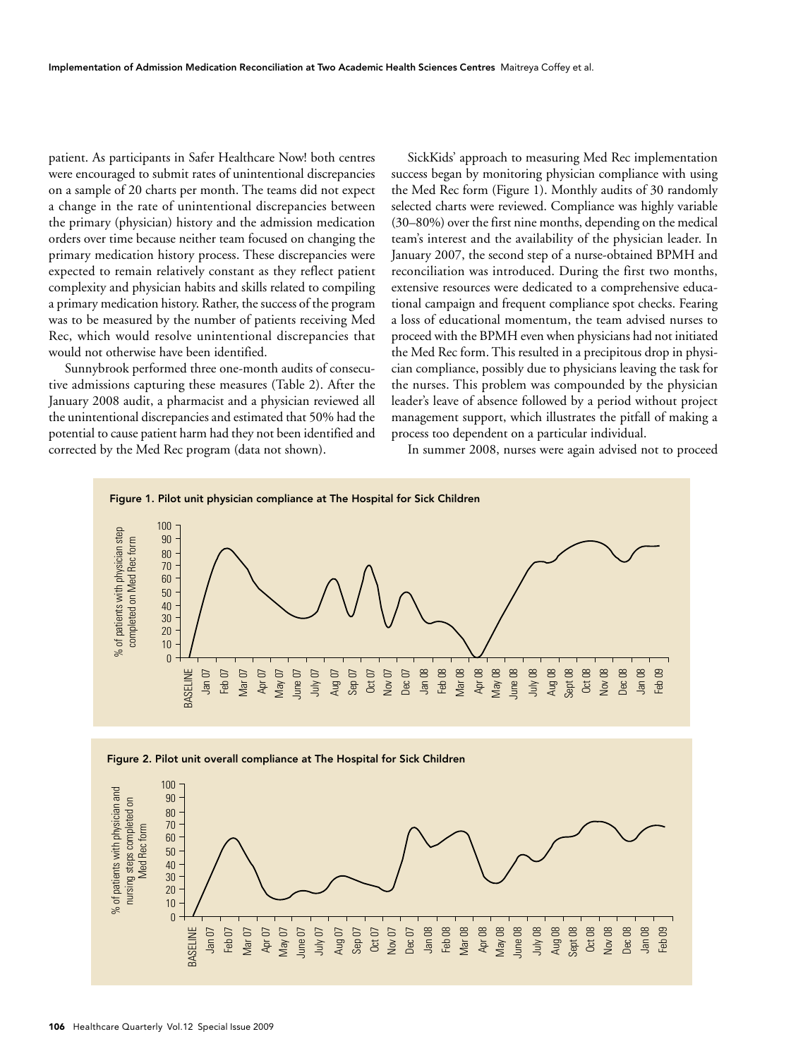patient. As participants in Safer Healthcare Now! both centres were encouraged to submit rates of unintentional discrepancies on a sample of 20 charts per month. The teams did not expect a change in the rate of unintentional discrepancies between the primary (physician) history and the admission medication orders over time because neither team focused on changing the primary medication history process. These discrepancies were expected to remain relatively constant as they reflect patient complexity and physician habits and skills related to compiling a primary medication history. Rather, the success of the program was to be measured by the number of patients receiving Med Rec, which would resolve unintentional discrepancies that would not otherwise have been identified.

Sunnybrook performed three one-month audits of consecutive admissions capturing these measures (Table 2). After the January 2008 audit, a pharmacist and a physician reviewed all the unintentional discrepancies and estimated that 50% had the potential to cause patient harm had they not been identified and corrected by the Med Rec program (data not shown).

SickKids' approach to measuring Med Rec implementation success began by monitoring physician compliance with using the Med Rec form (Figure 1). Monthly audits of 30 randomly selected charts were reviewed. Compliance was highly variable (30–80%) over the first nine months, depending on the medical team's interest and the availability of the physician leader. In January 2007, the second step of a nurse-obtained BPMH and reconciliation was introduced. During the first two months, extensive resources were dedicated to a comprehensive educational campaign and frequent compliance spot checks. Fearing a loss of educational momentum, the team advised nurses to proceed with the BPMH even when physicians had not initiated the Med Rec form. This resulted in a precipitous drop in physician compliance, possibly due to physicians leaving the task for the nurses. This problem was compounded by the physician leader's leave of absence followed by a period without project management support, which illustrates the pitfall of making a process too dependent on a particular individual.

In summer 2008, nurses were again advised not to proceed

**Figure 1. Pilot unit physician compliance at The Hospital for Sick Children**

**Figure 2. Pilot unit overall compliance at The Hospital for Sick Children**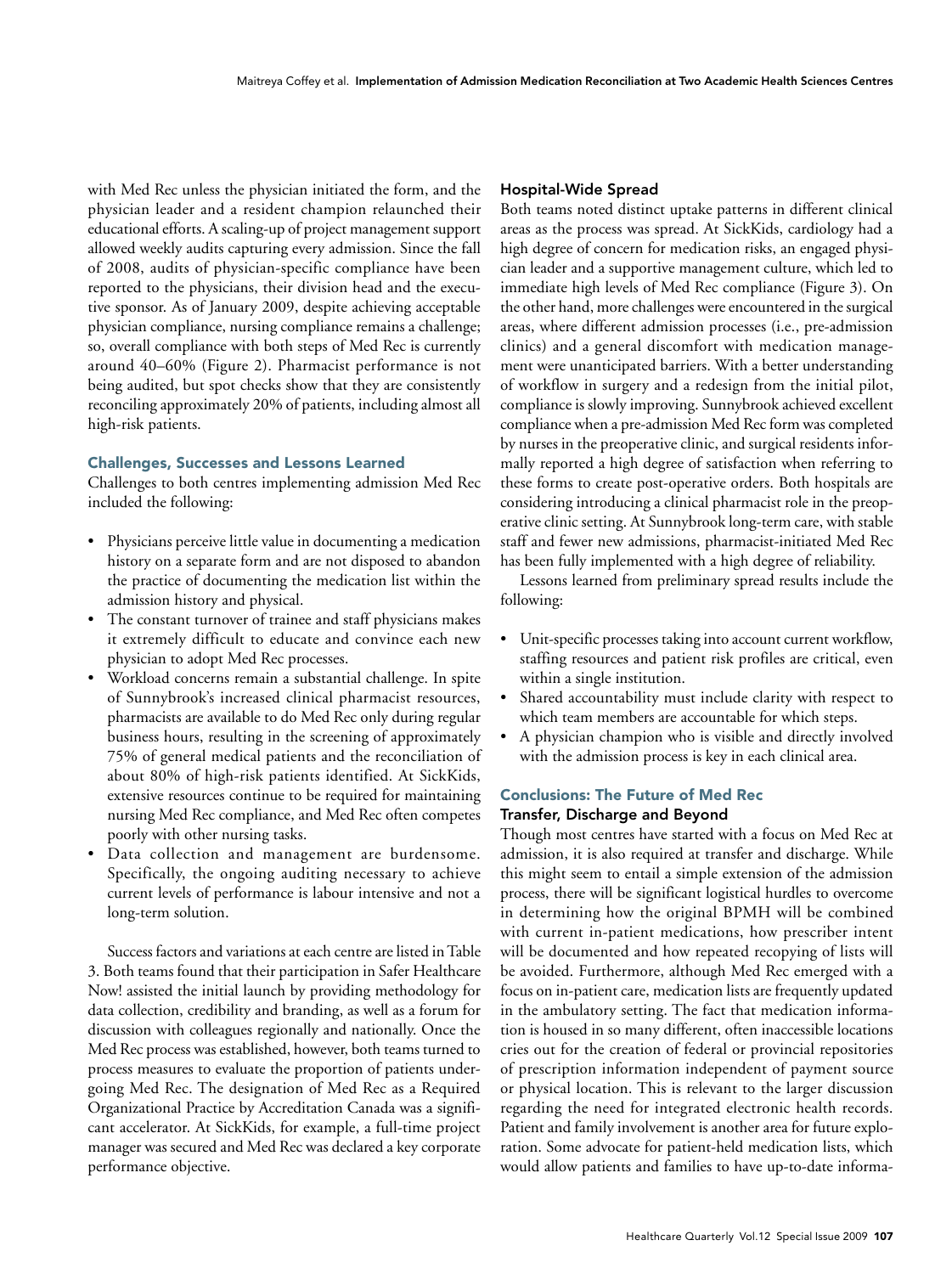with Med Rec unless the physician initiated the form, and the physician leader and a resident champion relaunched their educational efforts. A scaling-up of project management support allowed weekly audits capturing every admission. Since the fall of 2008, audits of physician-specific compliance have been reported to the physicians, their division head and the executive sponsor. As of January 2009, despite achieving acceptable physician compliance, nursing compliance remains a challenge; so, overall compliance with both steps of Med Rec is currently around 40–60% (Figure 2). Pharmacist performance is not being audited, but spot checks show that they are consistently reconciling approximately 20% of patients, including almost all high-risk patients.

### Challenges, Successes and Lessons Learned

Challenges to both centres implementing admission Med Rec included the following:

- Physicians perceive little value in documenting a medication history on a separate form and are not disposed to abandon the practice of documenting the medication list within the admission history and physical.
- The constant turnover of trainee and staff physicians makes it extremely difficult to educate and convince each new physician to adopt Med Rec processes.
- Workload concerns remain a substantial challenge. In spite of Sunnybrook's increased clinical pharmacist resources, pharmacists are available to do Med Rec only during regular business hours, resulting in the screening of approximately 75% of general medical patients and the reconciliation of about 80% of high-risk patients identified. At SickKids, extensive resources continue to be required for maintaining nursing Med Rec compliance, and Med Rec often competes poorly with other nursing tasks.
- Data collection and management are burdensome. Specifically, the ongoing auditing necessary to achieve current levels of performance is labour intensive and not a long-term solution.

Success factors and variations at each centre are listed in Table 3. Both teams found that their participation in Safer Healthcare Now! assisted the initial launch by providing methodology for data collection, credibility and branding, as well as a forum for discussion with colleagues regionally and nationally. Once the Med Rec process was established, however, both teams turned to process measures to evaluate the proportion of patients undergoing Med Rec. The designation of Med Rec as a Required Organizational Practice by Accreditation Canada was a significant accelerator. At SickKids, for example, a full-time project manager was secured and Med Rec was declared a key corporate performance objective.

#### Hospital-Wide Spread

Both teams noted distinct uptake patterns in different clinical areas as the process was spread. At SickKids, cardiology had a high degree of concern for medication risks, an engaged physician leader and a supportive management culture, which led to immediate high levels of Med Rec compliance (Figure 3). On the other hand, more challenges were encountered in the surgical areas, where different admission processes (i.e., pre-admission clinics) and a general discomfort with medication management were unanticipated barriers. With a better understanding of workflow in surgery and a redesign from the initial pilot, compliance is slowly improving. Sunnybrook achieved excellent compliance when a pre-admission Med Rec form was completed by nurses in the preoperative clinic, and surgical residents informally reported a high degree of satisfaction when referring to these forms to create post-operative orders. Both hospitals are considering introducing a clinical pharmacist role in the preoperative clinic setting. At Sunnybrook long-term care, with stable staff and fewer new admissions, pharmacist-initiated Med Rec has been fully implemented with a high degree of reliability.

Lessons learned from preliminary spread results include the following:

- Unit-specific processes taking into account current workflow, staffing resources and patient risk profiles are critical, even within a single institution.
- Shared accountability must include clarity with respect to which team members are accountable for which steps.
- A physician champion who is visible and directly involved with the admission process is key in each clinical area.

### Conclusions: The Future of Med Rec

#### Transfer, Discharge and Beyond

Though most centres have started with a focus on Med Rec at admission, it is also required at transfer and discharge. While this might seem to entail a simple extension of the admission process, there will be significant logistical hurdles to overcome in determining how the original BPMH will be combined with current in-patient medications, how prescriber intent will be documented and how repeated recopying of lists will be avoided. Furthermore, although Med Rec emerged with a focus on in-patient care, medication lists are frequently updated in the ambulatory setting. The fact that medication information is housed in so many different, often inaccessible locations cries out for the creation of federal or provincial repositories of prescription information independent of payment source or physical location. This is relevant to the larger discussion regarding the need for integrated electronic health records. Patient and family involvement is another area for future exploration. Some advocate for patient-held medication lists, which would allow patients and families to have up-to-date informa-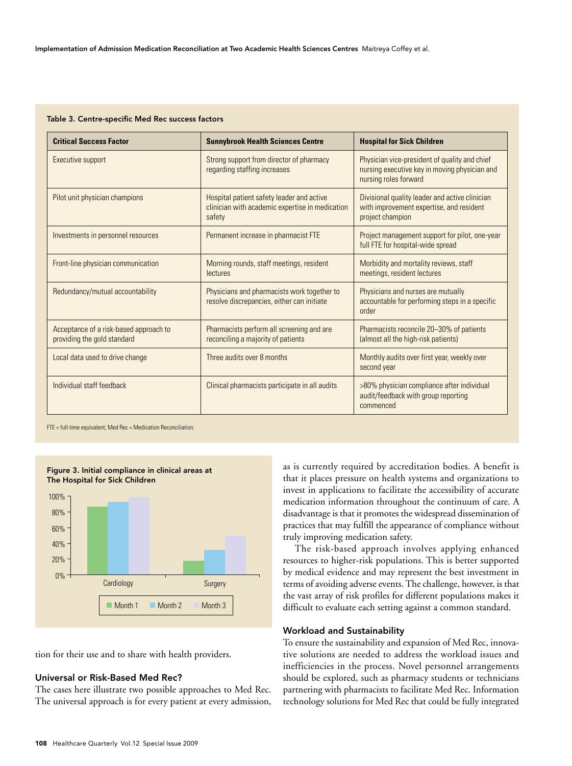Table 3. Centre-specific Med Rec success factors

| Critical Success Factor | Sunnybrook Health Sciences Centre | Hospital for Sick Children |
|---|---|---|
| Executive support | Strong support from director of pharmacy regarding staffing increases | Physician vice-president of quality and chief nursing executive key in moving physician and nursing roles forward |
| Pilot unit physician champions | Hospital patient safety leader and active clinician with academic expertise in medication safety | Divisional quality leader and active clinician with improvement expertise, and resident project champion |
| Investments in personnel resources | Permanent increase in pharmacist FTE | Project management support for pilot, one-year full FTE for hospital-wide spread |
| Front-line physician communication | Morning rounds, staff meetings, resident lectures | Morbidity and mortality reviews, staff meetings, resident lectures |
| Redundancy/mutual accountability | Physicians and pharmacists work together to resolve discrepancies, either can initiate | Physicians and nurses are mutually accountable for performing steps in a specific order |
| Acceptance of a risk-based approach to providing the gold standard | Pharmacists perform all screening and are reconciling a majority of patients | Pharmacists reconcile 20–30% of patients (almost all the high-risk patients) |
| Local data used to drive change | Three audits over 8 months | Monthly audits over first year, weekly over second year |
| Individual staff feedback | Clinical pharmacists participate in all audits | >80% physician compliance after individual audit/feedback with group reporting commenced |

FTE = full-time equivalent; Med Rec = Medication Reconciliation.

Figure 3. Initial compliance in clinical areas at The Hospital for Sick Children

tion for their use and to share with health providers.

### Universal or Risk-Based Med Rec?

The cases here illustrate two possible approaches to Med Rec. The universal approach is for every patient at every admission, as is currently required by accreditation bodies. A benefit is that it places pressure on health systems and organizations to invest in applications to facilitate the accessibility of accurate medication information throughout the continuum of care. A disadvantage is that it promotes the widespread dissemination of practices that may fulfill the appearance of compliance without truly improving medication safety.

The risk-based approach involves applying enhanced resources to higher-risk populations. This is better supported by medical evidence and may represent the best investment in terms of avoiding adverse events. The challenge, however, is that the vast array of risk profiles for different populations makes it difficult to evaluate each setting against a common standard.

### Workload and Sustainability

To ensure the sustainability and expansion of Med Rec, innovative solutions are needed to address the workload issues and inefficiencies in the process. Novel personnel arrangements should be explored, such as pharmacy students or technicians partnering with pharmacists to facilitate Med Rec. Information technology solutions for Med Rec that could be fully integrated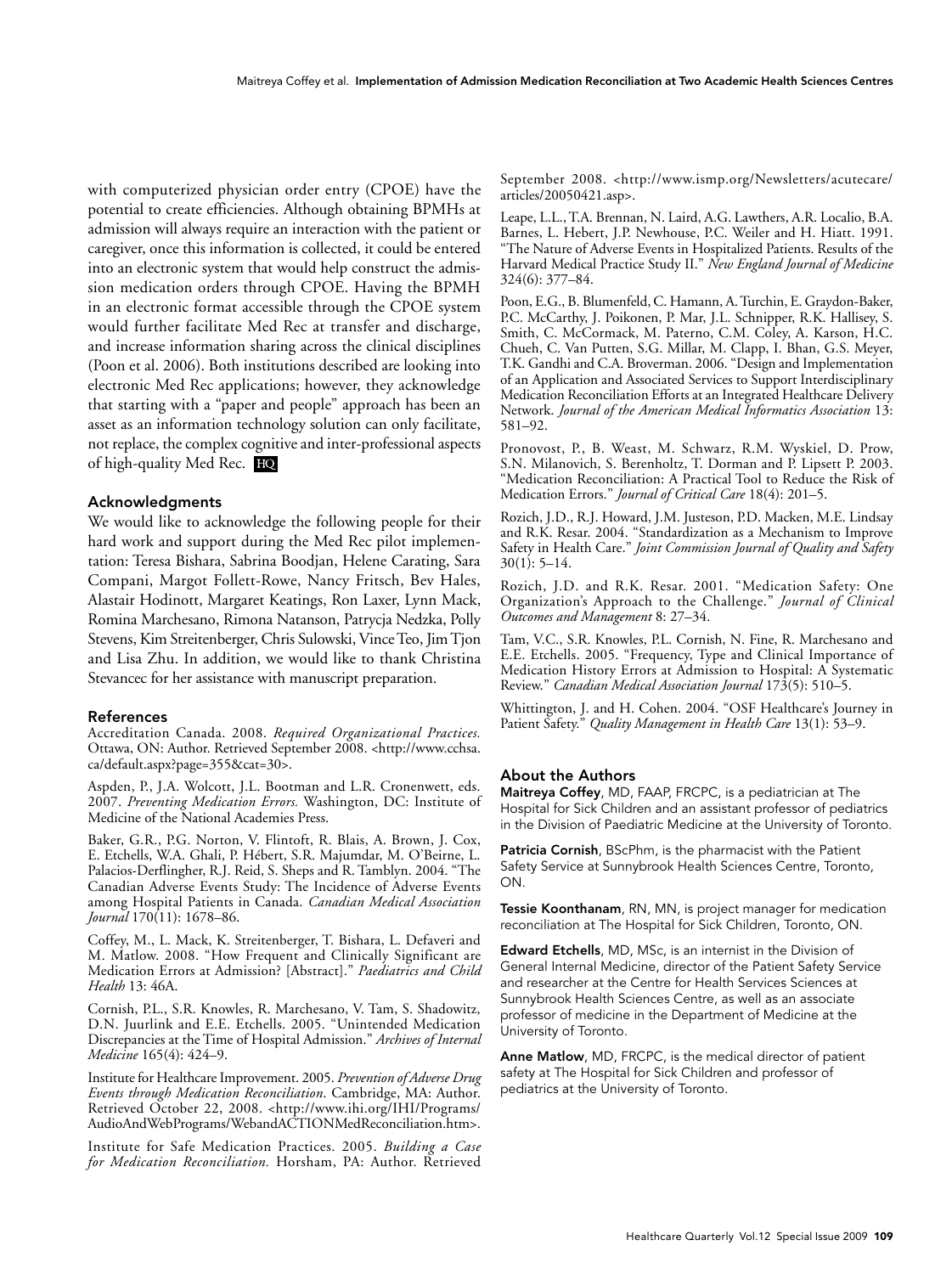with computerized physician order entry (CPOE) have the potential to create efficiencies. Although obtaining BPMHs at admission will always require an interaction with the patient or caregiver, once this information is collected, it could be entered into an electronic system that would help construct the admission medication orders through CPOE. Having the BPMH in an electronic format accessible through the CPOE system would further facilitate Med Rec at transfer and discharge, and increase information sharing across the clinical disciplines (Poon et al. 2006). Both institutions described are looking into electronic Med Rec applications; however, they acknowledge that starting with a "paper and people" approach has been an asset as an information technology solution can only facilitate, not replace, the complex cognitive and inter-professional aspects of high-quality Med Rec. HQ

### Acknowledgments

We would like to acknowledge the following people for their hard work and support during the Med Rec pilot implementation: Teresa Bishara, Sabrina Boodjan, Helene Carating, Sara Compani, Margot Follett-Rowe, Nancy Fritsch, Bev Hales, Alastair Hodinott, Margaret Keatings, Ron Laxer, Lynn Mack, Romina Marchesano, Rimona Natanson, Patrycja Nedzka, Polly Stevens, Kim Streitenberger, Chris Sulowski, Vince Teo, Jim Tjon and Lisa Zhu. In addition, we would like to thank Christina Stevancec for her assistance with manuscript preparation.

### References

Accreditation Canada. 2008. *Required Organizational Practices.* Ottawa, ON: Author. Retrieved September 2008. <http://www.cchsa.ca/default.aspx?page=355&cat=30>.

Aspden, P., J.A. Wolcott, J.L. Bootman and L.R. Cronenwett, eds. 2007. *Preventing Medication Errors.* Washington, DC: Institute of Medicine of the National Academies Press.

Baker, G.R., P.G. Norton, V. Flintoft, R. Blais, A. Brown, J. Cox, E. Etchells, W.A. Ghali, P. Hébert, S.R. Majumdar, M. O'Beirne, L. Palacios-Derflingher, R.J. Reid, S. Sheps and R. Tamblyn. 2004. "The Canadian Adverse Events Study: The Incidence of Adverse Events among Hospital Patients in Canada. *Canadian Medical Association Journal* 170(11): 1678–86.

Coffey, M., L. Mack, K. Streitenberger, T. Bishara, L. Defaveri and M. Matlow. 2008. "How Frequent and Clinically Significant are Medication Errors at Admission? [Abstract]." *Paediatrics and Child Health* 13: 46A.

Cornish, P.L., S.R. Knowles, R. Marchesano, V. Tam, S. Shadowitz, D.N. Juurlink and E.E. Etchells. 2005. "Unintended Medication Discrepancies at the Time of Hospital Admission." *Archives of Internal Medicine* 165(4): 424–9.

Institute for Healthcare Improvement. 2005. *Prevention of Adverse Drug Events through Medication Reconciliation.* Cambridge, MA: Author. Retrieved October 22, 2008. <http://www.ihi.org/IHI/Programs/AudioAndWebPrograms/WebandACTIONMedReconciliation.htm>.

Institute for Safe Medication Practices. 2005. *Building a Case for Medication Reconciliation.* Horsham, PA: Author. Retrieved September 2008. <http://www.ismp.org/Newsletters/acutecare/articles/20050421.asp>.

Leape, L.L., T.A. Brennan, N. Laird, A.G. Lawthers, A.R. Localio, B.A. Barnes, L. Hebert, J.P. Newhouse, P.C. Weiler and H. Hiatt. 1991. "The Nature of Adverse Events in Hospitalized Patients. Results of the Harvard Medical Practice Study II." *New England Journal of Medicine* 324(6): 377–84.

Poon, E.G., B. Blumenfeld, C. Hamann, A. Turchin, E. Graydon-Baker, P.C. McCarthy, J. Poikonen, P. Mar, J.L. Schnipper, R.K. Hallisey, S. Smith, C. McCormack, M. Paterno, C.M. Coley, A. Karson, H.C. Chueh, C. Van Putten, S.G. Millar, M. Clapp, I. Bhan, G.S. Meyer, T.K. Gandhi and C.A. Broverman. 2006. "Design and Implementation of an Application and Associated Services to Support Interdisciplinary Medication Reconciliation Efforts at an Integrated Healthcare Delivery Network. *Journal of the American Medical Informatics Association* 13: 581–92.

Pronovost, P., B. Weast, M. Schwarz, R.M. Wyskiel, D. Prow, S.N. Milanovich, S. Berenholtz, T. Dorman and P. Lipsett P. 2003. "Medication Reconciliation: A Practical Tool to Reduce the Risk of Medication Errors." *Journal of Critical Care* 18(4): 201–5.

Rozich, J.D., R.J. Howard, J.M. Justeson, P.D. Macken, M.E. Lindsay and R.K. Resar. 2004. "Standardization as a Mechanism to Improve Safety in Health Care." *Joint Commission Journal of Quality and Safety* 30(1): 5–14.

Rozich, J.D. and R.K. Resar. 2001. "Medication Safety: One Organization's Approach to the Challenge." *Journal of Clinical Outcomes and Management* 8: 27–34.

Tam, V.C., S.R. Knowles, P.L. Cornish, N. Fine, R. Marchesano and E.E. Etchells. 2005. "Frequency, Type and Clinical Importance of Medication History Errors at Admission to Hospital: A Systematic Review." *Canadian Medical Association Journal* 173(5): 510–5.

Whittington, J. and H. Cohen. 2004. "OSF Healthcare's Journey in Patient Safety." *Quality Management in Health Care* 13(1): 53–9.

### About the Authors

**Maitreya Coffey**, MD, FAAP, FRCPC, is a pediatrician at The Hospital for Sick Children and an assistant professor of pediatrics in the Division of Paediatric Medicine at the University of Toronto.

**Patricia Cornish**, BScPhm, is the pharmacist with the Patient Safety Service at Sunnybrook Health Sciences Centre, Toronto, ON.

**Tessie Koonthanam**, RN, MN, is project manager for medication reconciliation at The Hospital for Sick Children, Toronto, ON.

**Edward Etchells**, MD, MSc, is an internist in the Division of General Internal Medicine, director of the Patient Safety Service and researcher at the Centre for Health Services Sciences at Sunnybrook Health Sciences Centre, as well as an associate professor of medicine in the Department of Medicine at the University of Toronto.

**Anne Matlow**, MD, FRCPC, is the medical director of patient safety at The Hospital for Sick Children and professor of pediatrics at the University of Toronto.